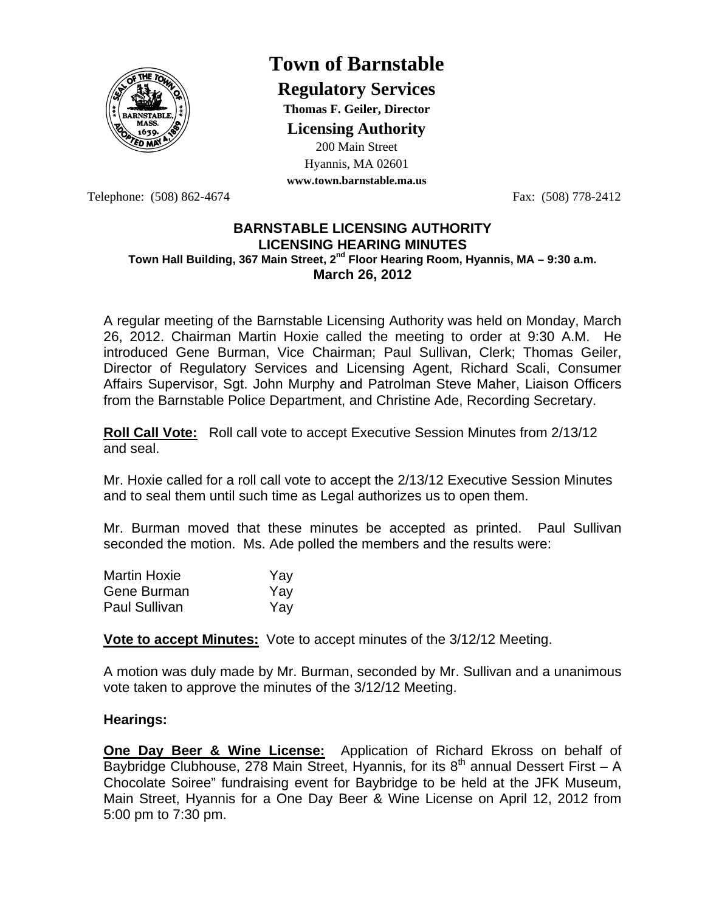# Town of Barnstable

## Regulatory Services

**Thomas F. Geiler, Director**

**Licensing Authority**

200 Main Street
Hyannis, MA 02601
**www.town.barnstable.ma.us**

Telephone: (508) 862-4674 Fax: (508) 778-2412

## BARNSTABLE LICENSING AUTHORITY
## LICENSING HEARING MINUTES

**Town Hall Building, 367 Main Street, 2nd Floor Hearing Room, Hyannis, MA – 9:30 a.m.**

**March 26, 2012**

A regular meeting of the Barnstable Licensing Authority was held on Monday, March 26, 2012. Chairman Martin Hoxie called the meeting to order at 9:30 A.M. He introduced Gene Burman, Vice Chairman; Paul Sullivan, Clerk; Thomas Geiler, Director of Regulatory Services and Licensing Agent, Richard Scali, Consumer Affairs Supervisor, Sgt. John Murphy and Patrolman Steve Maher, Liaison Officers from the Barnstable Police Department, and Christine Ade, Recording Secretary.

**Roll Call Vote:** Roll call vote to accept Executive Session Minutes from 2/13/12 and seal.

Mr. Hoxie called for a roll call vote to accept the 2/13/12 Executive Session Minutes and to seal them until such time as Legal authorizes us to open them.

Mr. Burman moved that these minutes be accepted as printed. Paul Sullivan seconded the motion. Ms. Ade polled the members and the results were:

| | |
|---|---|
| Martin Hoxie | Yay |
| Gene Burman | Yay |
| Paul Sullivan | Yay |

**Vote to accept Minutes:** Vote to accept minutes of the 3/12/12 Meeting.

A motion was duly made by Mr. Burman, seconded by Mr. Sullivan and a unanimous vote taken to approve the minutes of the 3/12/12 Meeting.

**Hearings:**

**One Day Beer & Wine License:** Application of Richard Ekross on behalf of Baybridge Clubhouse, 278 Main Street, Hyannis, for its 8th annual Dessert First – A Chocolate Soiree" fundraising event for Baybridge to be held at the JFK Museum, Main Street, Hyannis for a One Day Beer & Wine License on April 12, 2012 from 5:00 pm to 7:30 pm.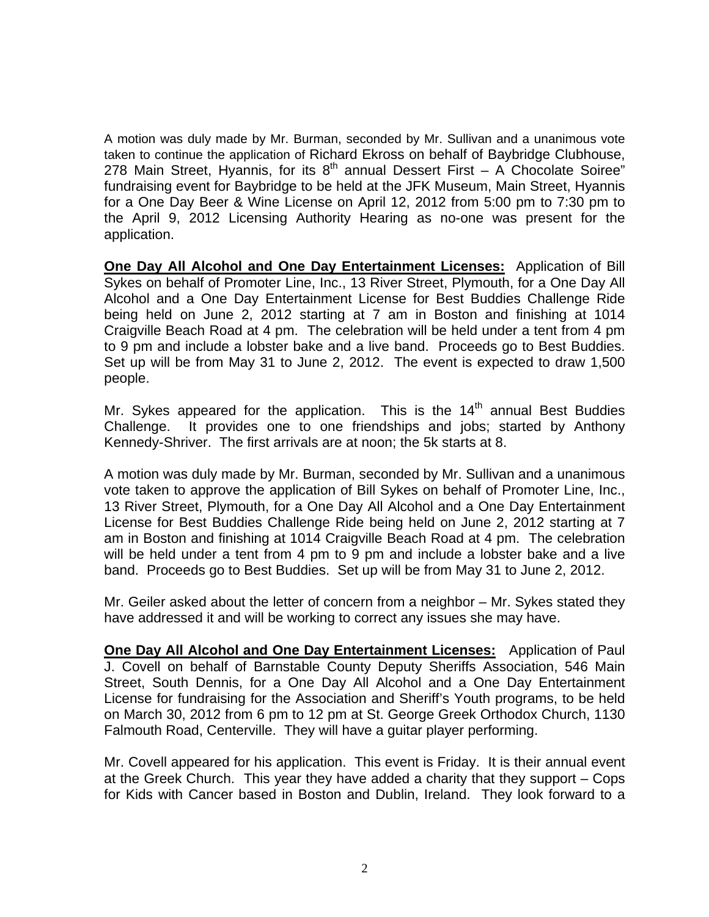A motion was duly made by Mr. Burman, seconded by Mr. Sullivan and a unanimous vote taken to continue the application of Richard Ekross on behalf of Baybridge Clubhouse, 278 Main Street, Hyannis, for its 8th annual Dessert First – A Chocolate Soiree" fundraising event for Baybridge to be held at the JFK Museum, Main Street, Hyannis for a One Day Beer & Wine License on April 12, 2012 from 5:00 pm to 7:30 pm to the April 9, 2012 Licensing Authority Hearing as no-one was present for the application.

**One Day All Alcohol and One Day Entertainment Licenses:** Application of Bill Sykes on behalf of Promoter Line, Inc., 13 River Street, Plymouth, for a One Day All Alcohol and a One Day Entertainment License for Best Buddies Challenge Ride being held on June 2, 2012 starting at 7 am in Boston and finishing at 1014 Craigville Beach Road at 4 pm. The celebration will be held under a tent from 4 pm to 9 pm and include a lobster bake and a live band. Proceeds go to Best Buddies. Set up will be from May 31 to June 2, 2012. The event is expected to draw 1,500 people.

Mr. Sykes appeared for the application. This is the 14th annual Best Buddies Challenge. It provides one to one friendships and jobs; started by Anthony Kennedy-Shriver. The first arrivals are at noon; the 5k starts at 8.

A motion was duly made by Mr. Burman, seconded by Mr. Sullivan and a unanimous vote taken to approve the application of Bill Sykes on behalf of Promoter Line, Inc., 13 River Street, Plymouth, for a One Day All Alcohol and a One Day Entertainment License for Best Buddies Challenge Ride being held on June 2, 2012 starting at 7 am in Boston and finishing at 1014 Craigville Beach Road at 4 pm. The celebration will be held under a tent from 4 pm to 9 pm and include a lobster bake and a live band. Proceeds go to Best Buddies. Set up will be from May 31 to June 2, 2012.

Mr. Geiler asked about the letter of concern from a neighbor – Mr. Sykes stated they have addressed it and will be working to correct any issues she may have.

**One Day All Alcohol and One Day Entertainment Licenses:** Application of Paul J. Covell on behalf of Barnstable County Deputy Sheriffs Association, 546 Main Street, South Dennis, for a One Day All Alcohol and a One Day Entertainment License for fundraising for the Association and Sheriff's Youth programs, to be held on March 30, 2012 from 6 pm to 12 pm at St. George Greek Orthodox Church, 1130 Falmouth Road, Centerville. They will have a guitar player performing.

Mr. Covell appeared for his application. This event is Friday. It is their annual event at the Greek Church. This year they have added a charity that they support – Cops for Kids with Cancer based in Boston and Dublin, Ireland. They look forward to a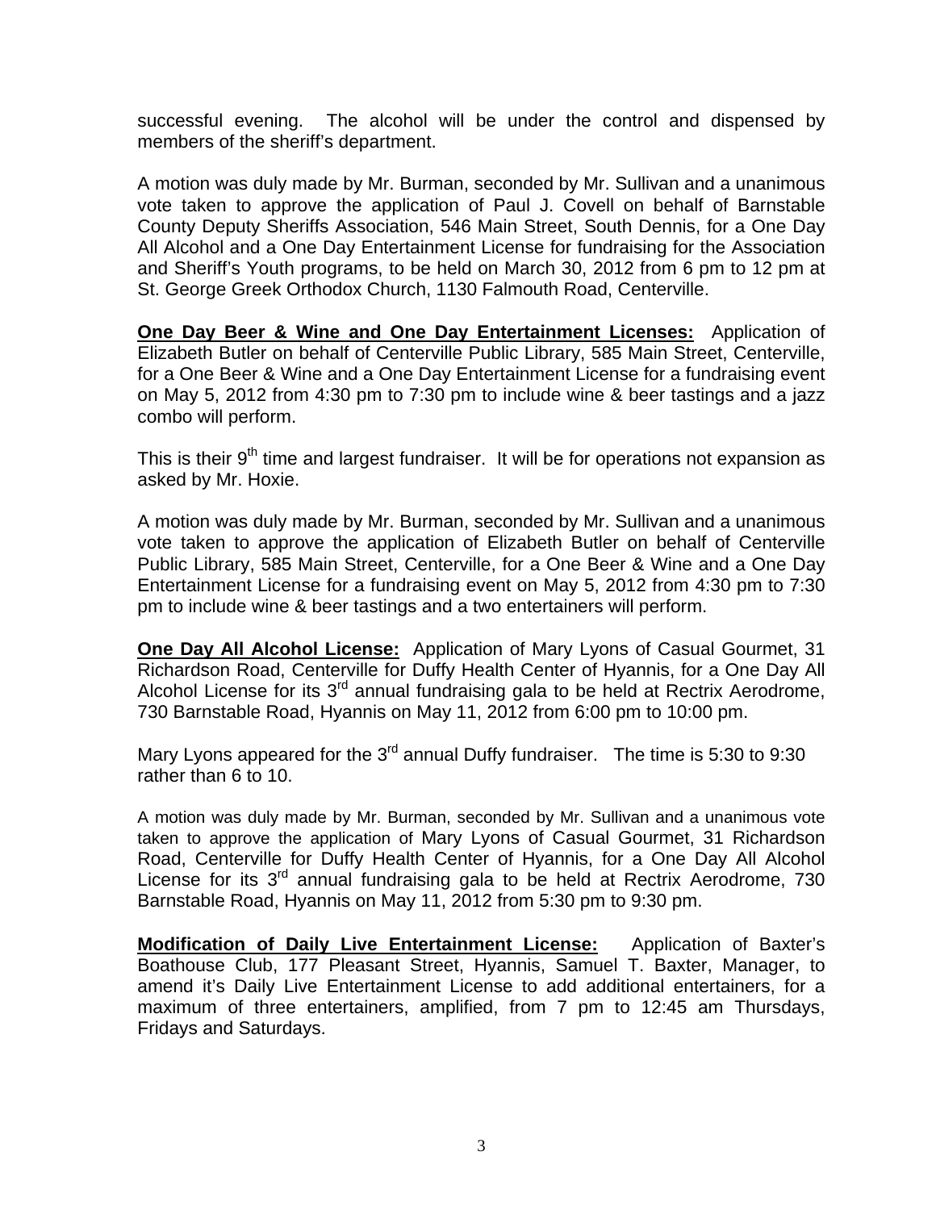successful evening. The alcohol will be under the control and dispensed by members of the sheriff's department.

A motion was duly made by Mr. Burman, seconded by Mr. Sullivan and a unanimous vote taken to approve the application of Paul J. Covell on behalf of Barnstable County Deputy Sheriffs Association, 546 Main Street, South Dennis, for a One Day All Alcohol and a One Day Entertainment License for fundraising for the Association and Sheriff's Youth programs, to be held on March 30, 2012 from 6 pm to 12 pm at St. George Greek Orthodox Church, 1130 Falmouth Road, Centerville.

**One Day Beer & Wine and One Day Entertainment Licenses:** Application of Elizabeth Butler on behalf of Centerville Public Library, 585 Main Street, Centerville, for a One Beer & Wine and a One Day Entertainment License for a fundraising event on May 5, 2012 from 4:30 pm to 7:30 pm to include wine & beer tastings and a jazz combo will perform.

This is their 9th time and largest fundraiser. It will be for operations not expansion as asked by Mr. Hoxie.

A motion was duly made by Mr. Burman, seconded by Mr. Sullivan and a unanimous vote taken to approve the application of Elizabeth Butler on behalf of Centerville Public Library, 585 Main Street, Centerville, for a One Beer & Wine and a One Day Entertainment License for a fundraising event on May 5, 2012 from 4:30 pm to 7:30 pm to include wine & beer tastings and a two entertainers will perform.

**One Day All Alcohol License:** Application of Mary Lyons of Casual Gourmet, 31 Richardson Road, Centerville for Duffy Health Center of Hyannis, for a One Day All Alcohol License for its 3rd annual fundraising gala to be held at Rectrix Aerodrome, 730 Barnstable Road, Hyannis on May 11, 2012 from 6:00 pm to 10:00 pm.

Mary Lyons appeared for the 3rd annual Duffy fundraiser. The time is 5:30 to 9:30 rather than 6 to 10.

A motion was duly made by Mr. Burman, seconded by Mr. Sullivan and a unanimous vote taken to approve the application of Mary Lyons of Casual Gourmet, 31 Richardson Road, Centerville for Duffy Health Center of Hyannis, for a One Day All Alcohol License for its 3rd annual fundraising gala to be held at Rectrix Aerodrome, 730 Barnstable Road, Hyannis on May 11, 2012 from 5:30 pm to 9:30 pm.

**Modification of Daily Live Entertainment License:** Application of Baxter's Boathouse Club, 177 Pleasant Street, Hyannis, Samuel T. Baxter, Manager, to amend it's Daily Live Entertainment License to add additional entertainers, for a maximum of three entertainers, amplified, from 7 pm to 12:45 am Thursdays, Fridays and Saturdays.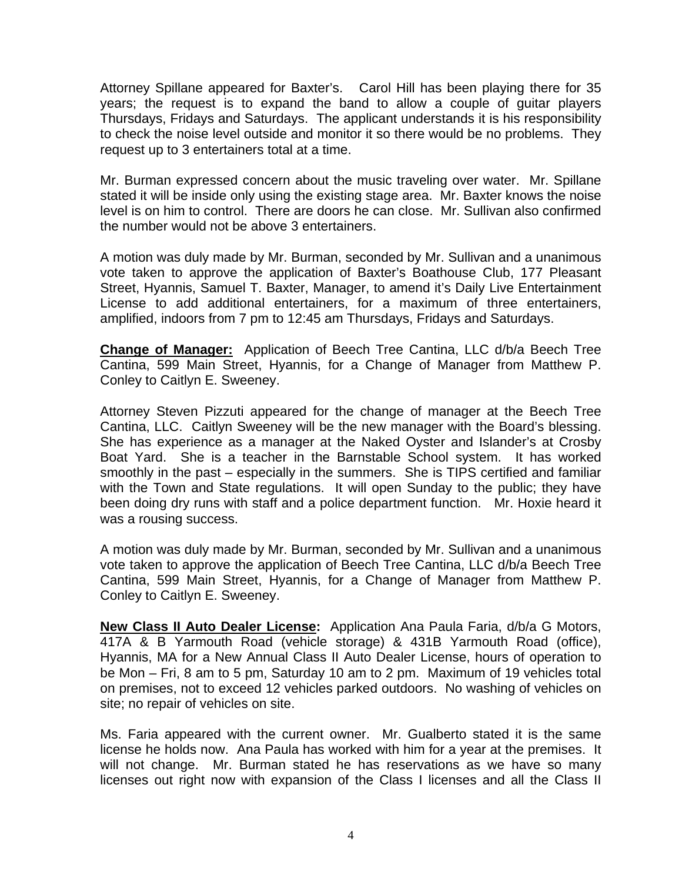Attorney Spillane appeared for Baxter's. Carol Hill has been playing there for 35 years; the request is to expand the band to allow a couple of guitar players Thursdays, Fridays and Saturdays. The applicant understands it is his responsibility to check the noise level outside and monitor it so there would be no problems. They request up to 3 entertainers total at a time.

Mr. Burman expressed concern about the music traveling over water. Mr. Spillane stated it will be inside only using the existing stage area. Mr. Baxter knows the noise level is on him to control. There are doors he can close. Mr. Sullivan also confirmed the number would not be above 3 entertainers.

A motion was duly made by Mr. Burman, seconded by Mr. Sullivan and a unanimous vote taken to approve the application of Baxter's Boathouse Club, 177 Pleasant Street, Hyannis, Samuel T. Baxter, Manager, to amend it's Daily Live Entertainment License to add additional entertainers, for a maximum of three entertainers, amplified, indoors from 7 pm to 12:45 am Thursdays, Fridays and Saturdays.

**Change of Manager:** Application of Beech Tree Cantina, LLC d/b/a Beech Tree Cantina, 599 Main Street, Hyannis, for a Change of Manager from Matthew P. Conley to Caitlyn E. Sweeney.

Attorney Steven Pizzuti appeared for the change of manager at the Beech Tree Cantina, LLC. Caitlyn Sweeney will be the new manager with the Board's blessing. She has experience as a manager at the Naked Oyster and Islander's at Crosby Boat Yard. She is a teacher in the Barnstable School system. It has worked smoothly in the past – especially in the summers. She is TIPS certified and familiar with the Town and State regulations. It will open Sunday to the public; they have been doing dry runs with staff and a police department function. Mr. Hoxie heard it was a rousing success.

A motion was duly made by Mr. Burman, seconded by Mr. Sullivan and a unanimous vote taken to approve the application of Beech Tree Cantina, LLC d/b/a Beech Tree Cantina, 599 Main Street, Hyannis, for a Change of Manager from Matthew P. Conley to Caitlyn E. Sweeney.

**New Class II Auto Dealer License:** Application Ana Paula Faria, d/b/a G Motors, 417A & B Yarmouth Road (vehicle storage) & 431B Yarmouth Road (office), Hyannis, MA for a New Annual Class II Auto Dealer License, hours of operation to be Mon – Fri, 8 am to 5 pm, Saturday 10 am to 2 pm. Maximum of 19 vehicles total on premises, not to exceed 12 vehicles parked outdoors. No washing of vehicles on site; no repair of vehicles on site.

Ms. Faria appeared with the current owner. Mr. Gualberto stated it is the same license he holds now. Ana Paula has worked with him for a year at the premises. It will not change. Mr. Burman stated he has reservations as we have so many licenses out right now with expansion of the Class I licenses and all the Class II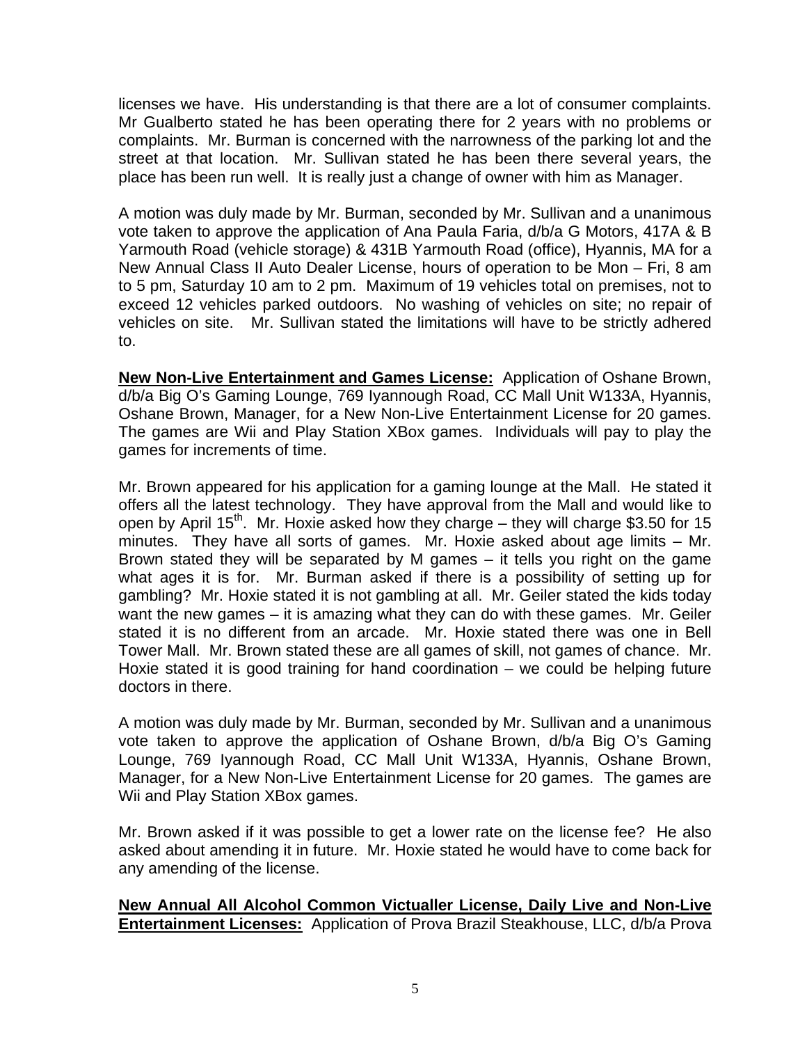licenses we have. His understanding is that there are a lot of consumer complaints. Mr Gualberto stated he has been operating there for 2 years with no problems or complaints. Mr. Burman is concerned with the narrowness of the parking lot and the street at that location. Mr. Sullivan stated he has been there several years, the place has been run well. It is really just a change of owner with him as Manager.

A motion was duly made by Mr. Burman, seconded by Mr. Sullivan and a unanimous vote taken to approve the application of Ana Paula Faria, d/b/a G Motors, 417A & B Yarmouth Road (vehicle storage) & 431B Yarmouth Road (office), Hyannis, MA for a New Annual Class II Auto Dealer License, hours of operation to be Mon – Fri, 8 am to 5 pm, Saturday 10 am to 2 pm. Maximum of 19 vehicles total on premises, not to exceed 12 vehicles parked outdoors. No washing of vehicles on site; no repair of vehicles on site. Mr. Sullivan stated the limitations will have to be strictly adhered to.

**New Non-Live Entertainment and Games License:** Application of Oshane Brown, d/b/a Big O's Gaming Lounge, 769 Iyannough Road, CC Mall Unit W133A, Hyannis, Oshane Brown, Manager, for a New Non-Live Entertainment License for 20 games. The games are Wii and Play Station XBox games. Individuals will pay to play the games for increments of time.

Mr. Brown appeared for his application for a gaming lounge at the Mall. He stated it offers all the latest technology. They have approval from the Mall and would like to open by April 15th. Mr. Hoxie asked how they charge – they will charge $3.50 for 15 minutes. They have all sorts of games. Mr. Hoxie asked about age limits – Mr. Brown stated they will be separated by M games – it tells you right on the game what ages it is for. Mr. Burman asked if there is a possibility of setting up for gambling? Mr. Hoxie stated it is not gambling at all. Mr. Geiler stated the kids today want the new games – it is amazing what they can do with these games. Mr. Geiler stated it is no different from an arcade. Mr. Hoxie stated there was one in Bell Tower Mall. Mr. Brown stated these are all games of skill, not games of chance. Mr. Hoxie stated it is good training for hand coordination – we could be helping future doctors in there.

A motion was duly made by Mr. Burman, seconded by Mr. Sullivan and a unanimous vote taken to approve the application of Oshane Brown, d/b/a Big O's Gaming Lounge, 769 Iyannough Road, CC Mall Unit W133A, Hyannis, Oshane Brown, Manager, for a New Non-Live Entertainment License for 20 games. The games are Wii and Play Station XBox games.

Mr. Brown asked if it was possible to get a lower rate on the license fee? He also asked about amending it in future. Mr. Hoxie stated he would have to come back for any amending of the license.

**New Annual All Alcohol Common Victualler License, Daily Live and Non-Live Entertainment Licenses:** Application of Prova Brazil Steakhouse, LLC, d/b/a Prova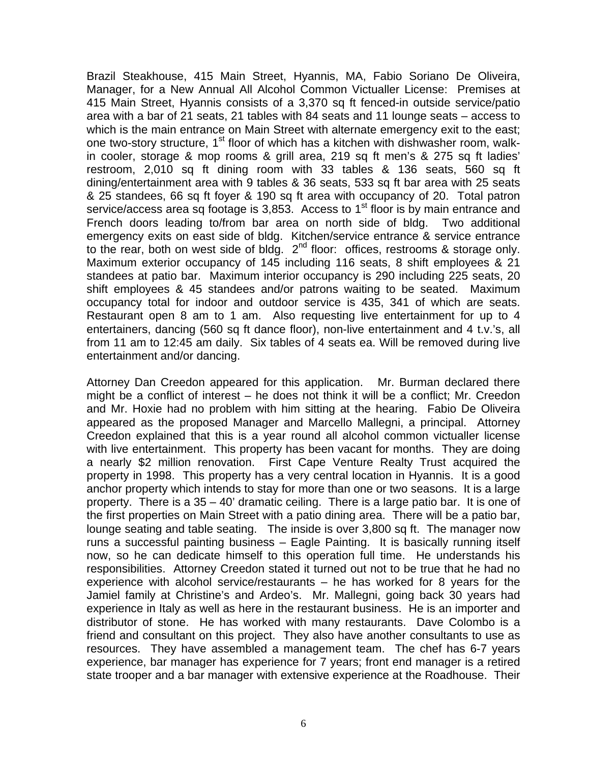Brazil Steakhouse, 415 Main Street, Hyannis, MA, Fabio Soriano De Oliveira, Manager, for a New Annual All Alcohol Common Victualler License: Premises at 415 Main Street, Hyannis consists of a 3,370 sq ft fenced-in outside service/patio area with a bar of 21 seats, 21 tables with 84 seats and 11 lounge seats – access to which is the main entrance on Main Street with alternate emergency exit to the east; one two-story structure, 1st floor of which has a kitchen with dishwasher room, walk-in cooler, storage & mop rooms & grill area, 219 sq ft men's & 275 sq ft ladies' restroom, 2,010 sq ft dining room with 33 tables & 136 seats, 560 sq ft dining/entertainment area with 9 tables & 36 seats, 533 sq ft bar area with 25 seats & 25 standees, 66 sq ft foyer & 190 sq ft area with occupancy of 20. Total patron service/access area sq footage is 3,853. Access to 1st floor is by main entrance and French doors leading to/from bar area on north side of bldg. Two additional emergency exits on east side of bldg. Kitchen/service entrance & service entrance to the rear, both on west side of bldg. 2nd floor: offices, restrooms & storage only. Maximum exterior occupancy of 145 including 116 seats, 8 shift employees & 21 standees at patio bar. Maximum interior occupancy is 290 including 225 seats, 20 shift employees & 45 standees and/or patrons waiting to be seated. Maximum occupancy total for indoor and outdoor service is 435, 341 of which are seats. Restaurant open 8 am to 1 am. Also requesting live entertainment for up to 4 entertainers, dancing (560 sq ft dance floor), non-live entertainment and 4 t.v.'s, all from 11 am to 12:45 am daily. Six tables of 4 seats ea. Will be removed during live entertainment and/or dancing.

Attorney Dan Creedon appeared for this application. Mr. Burman declared there might be a conflict of interest – he does not think it will be a conflict; Mr. Creedon and Mr. Hoxie had no problem with him sitting at the hearing. Fabio De Oliveira appeared as the proposed Manager and Marcello Mallegni, a principal. Attorney Creedon explained that this is a year round all alcohol common victualler license with live entertainment. This property has been vacant for months. They are doing a nearly $2 million renovation. First Cape Venture Realty Trust acquired the property in 1998. This property has a very central location in Hyannis. It is a good anchor property which intends to stay for more than one or two seasons. It is a large property. There is a 35 – 40' dramatic ceiling. There is a large patio bar. It is one of the first properties on Main Street with a patio dining area. There will be a patio bar, lounge seating and table seating. The inside is over 3,800 sq ft. The manager now runs a successful painting business – Eagle Painting. It is basically running itself now, so he can dedicate himself to this operation full time. He understands his responsibilities. Attorney Creedon stated it turned out not to be true that he had no experience with alcohol service/restaurants – he has worked for 8 years for the Jamiel family at Christine's and Ardeo's. Mr. Mallegni, going back 30 years had experience in Italy as well as here in the restaurant business. He is an importer and distributor of stone. He has worked with many restaurants. Dave Colombo is a friend and consultant on this project. They also have another consultants to use as resources. They have assembled a management team. The chef has 6-7 years experience, bar manager has experience for 7 years; front end manager is a retired state trooper and a bar manager with extensive experience at the Roadhouse. Their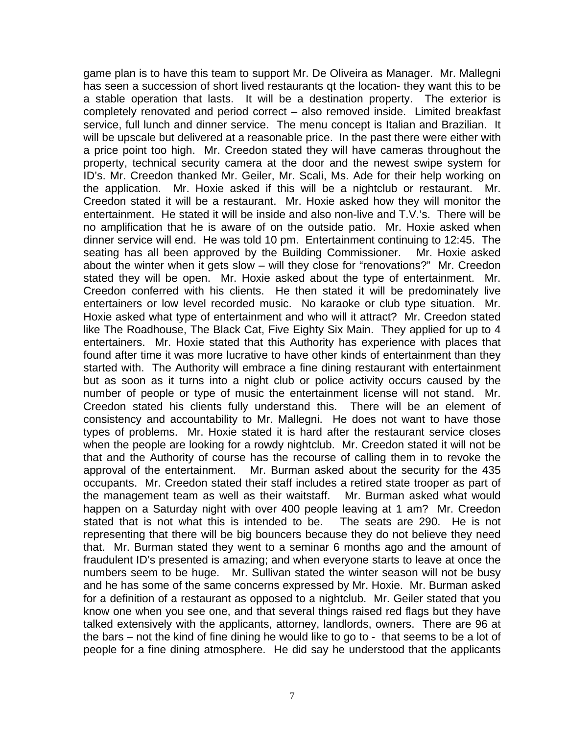game plan is to have this team to support Mr. De Oliveira as Manager. Mr. Mallegni has seen a succession of short lived restaurants qt the location- they want this to be a stable operation that lasts. It will be a destination property. The exterior is completely renovated and period correct – also removed inside. Limited breakfast service, full lunch and dinner service. The menu concept is Italian and Brazilian. It will be upscale but delivered at a reasonable price. In the past there were either with a price point too high. Mr. Creedon stated they will have cameras throughout the property, technical security camera at the door and the newest swipe system for ID's. Mr. Creedon thanked Mr. Geiler, Mr. Scali, Ms. Ade for their help working on the application. Mr. Hoxie asked if this will be a nightclub or restaurant. Mr. Creedon stated it will be a restaurant. Mr. Hoxie asked how they will monitor the entertainment. He stated it will be inside and also non-live and T.V.'s. There will be no amplification that he is aware of on the outside patio. Mr. Hoxie asked when dinner service will end. He was told 10 pm. Entertainment continuing to 12:45. The seating has all been approved by the Building Commissioner. Mr. Hoxie asked about the winter when it gets slow – will they close for "renovations?" Mr. Creedon stated they will be open. Mr. Hoxie asked about the type of entertainment. Mr. Creedon conferred with his clients. He then stated it will be predominately live entertainers or low level recorded music. No karaoke or club type situation. Mr. Hoxie asked what type of entertainment and who will it attract? Mr. Creedon stated like The Roadhouse, The Black Cat, Five Eighty Six Main. They applied for up to 4 entertainers. Mr. Hoxie stated that this Authority has experience with places that found after time it was more lucrative to have other kinds of entertainment than they started with. The Authority will embrace a fine dining restaurant with entertainment but as soon as it turns into a night club or police activity occurs caused by the number of people or type of music the entertainment license will not stand. Mr. Creedon stated his clients fully understand this. There will be an element of consistency and accountability to Mr. Mallegni. He does not want to have those types of problems. Mr. Hoxie stated it is hard after the restaurant service closes when the people are looking for a rowdy nightclub. Mr. Creedon stated it will not be that and the Authority of course has the recourse of calling them in to revoke the approval of the entertainment. Mr. Burman asked about the security for the 435 occupants. Mr. Creedon stated their staff includes a retired state trooper as part of the management team as well as their waitstaff. Mr. Burman asked what would happen on a Saturday night with over 400 people leaving at 1 am? Mr. Creedon stated that is not what this is intended to be. The seats are 290. He is not representing that there will be big bouncers because they do not believe they need that. Mr. Burman stated they went to a seminar 6 months ago and the amount of fraudulent ID's presented is amazing; and when everyone starts to leave at once the numbers seem to be huge. Mr. Sullivan stated the winter season will not be busy and he has some of the same concerns expressed by Mr. Hoxie. Mr. Burman asked for a definition of a restaurant as opposed to a nightclub. Mr. Geiler stated that you know one when you see one, and that several things raised red flags but they have talked extensively with the applicants, attorney, landlords, owners. There are 96 at the bars – not the kind of fine dining he would like to go to - that seems to be a lot of people for a fine dining atmosphere. He did say he understood that the applicants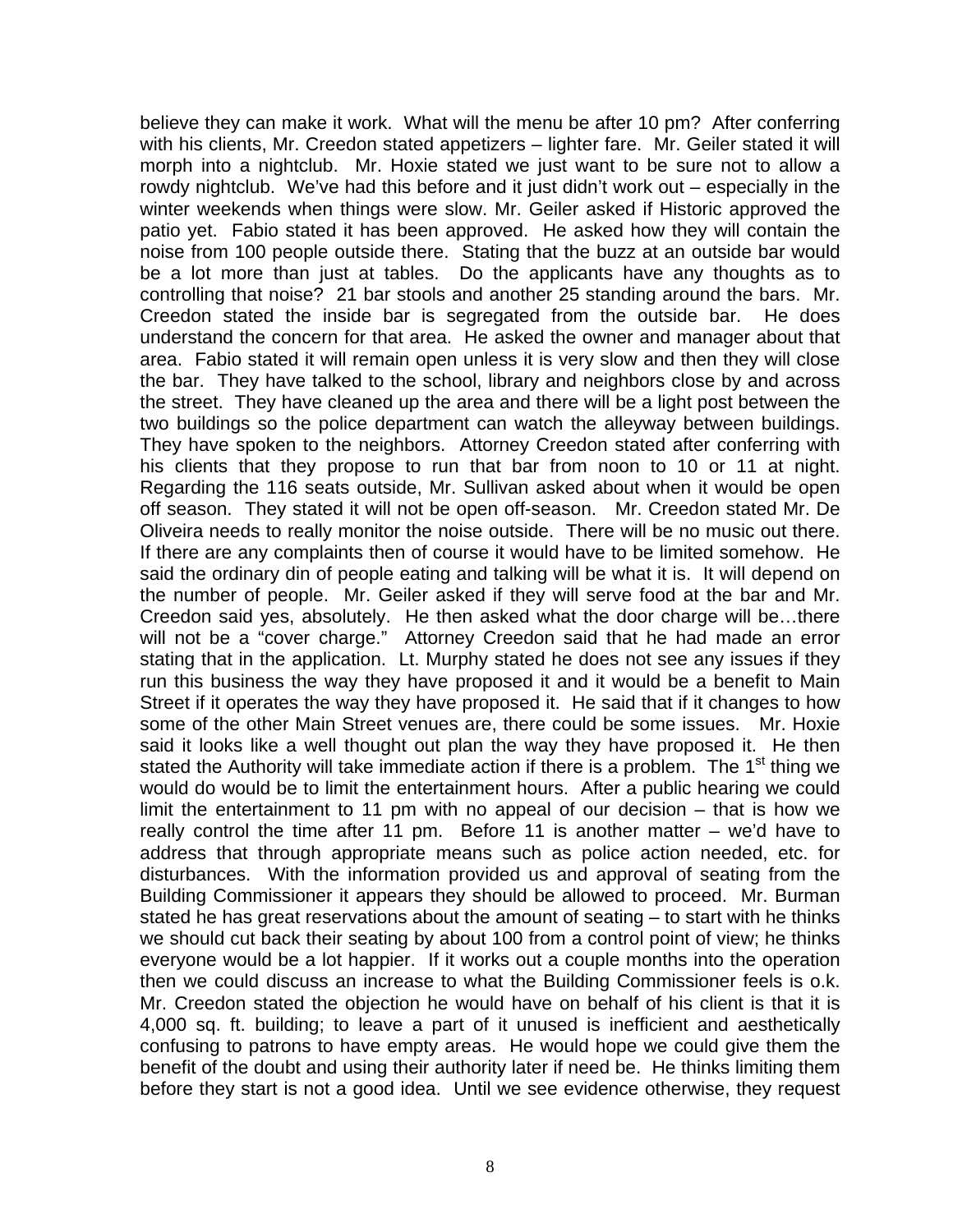believe they can make it work. What will the menu be after 10 pm? After conferring with his clients, Mr. Creedon stated appetizers – lighter fare. Mr. Geiler stated it will morph into a nightclub. Mr. Hoxie stated we just want to be sure not to allow a rowdy nightclub. We've had this before and it just didn't work out – especially in the winter weekends when things were slow. Mr. Geiler asked if Historic approved the patio yet. Fabio stated it has been approved. He asked how they will contain the noise from 100 people outside there. Stating that the buzz at an outside bar would be a lot more than just at tables. Do the applicants have any thoughts as to controlling that noise? 21 bar stools and another 25 standing around the bars. Mr. Creedon stated the inside bar is segregated from the outside bar. He does understand the concern for that area. He asked the owner and manager about that area. Fabio stated it will remain open unless it is very slow and then they will close the bar. They have talked to the school, library and neighbors close by and across the street. They have cleaned up the area and there will be a light post between the two buildings so the police department can watch the alleyway between buildings. They have spoken to the neighbors. Attorney Creedon stated after conferring with his clients that they propose to run that bar from noon to 10 or 11 at night. Regarding the 116 seats outside, Mr. Sullivan asked about when it would be open off season. They stated it will not be open off-season. Mr. Creedon stated Mr. De Oliveira needs to really monitor the noise outside. There will be no music out there. If there are any complaints then of course it would have to be limited somehow. He said the ordinary din of people eating and talking will be what it is. It will depend on the number of people. Mr. Geiler asked if they will serve food at the bar and Mr. Creedon said yes, absolutely. He then asked what the door charge will be…there will not be a "cover charge." Attorney Creedon said that he had made an error stating that in the application. Lt. Murphy stated he does not see any issues if they run this business the way they have proposed it and it would be a benefit to Main Street if it operates the way they have proposed it. He said that if it changes to how some of the other Main Street venues are, there could be some issues. Mr. Hoxie said it looks like a well thought out plan the way they have proposed it. He then stated the Authority will take immediate action if there is a problem. The 1st thing we would do would be to limit the entertainment hours. After a public hearing we could limit the entertainment to 11 pm with no appeal of our decision – that is how we really control the time after 11 pm. Before 11 is another matter – we'd have to address that through appropriate means such as police action needed, etc. for disturbances. With the information provided us and approval of seating from the Building Commissioner it appears they should be allowed to proceed. Mr. Burman stated he has great reservations about the amount of seating – to start with he thinks we should cut back their seating by about 100 from a control point of view; he thinks everyone would be a lot happier. If it works out a couple months into the operation then we could discuss an increase to what the Building Commissioner feels is o.k. Mr. Creedon stated the objection he would have on behalf of his client is that it is 4,000 sq. ft. building; to leave a part of it unused is inefficient and aesthetically confusing to patrons to have empty areas. He would hope we could give them the benefit of the doubt and using their authority later if need be. He thinks limiting them before they start is not a good idea. Until we see evidence otherwise, they request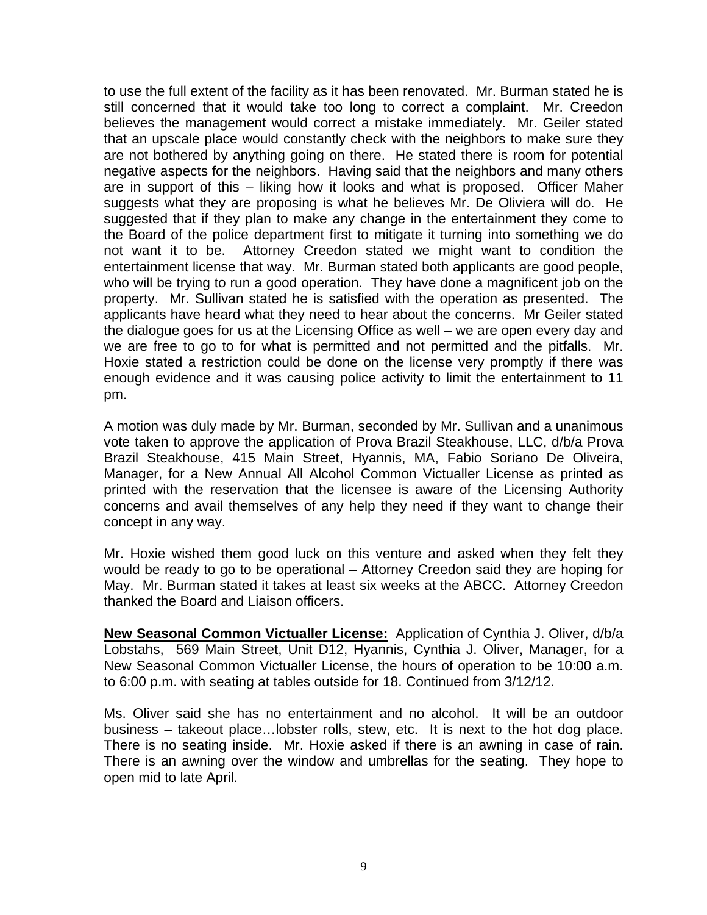to use the full extent of the facility as it has been renovated. Mr. Burman stated he is still concerned that it would take too long to correct a complaint. Mr. Creedon believes the management would correct a mistake immediately. Mr. Geiler stated that an upscale place would constantly check with the neighbors to make sure they are not bothered by anything going on there. He stated there is room for potential negative aspects for the neighbors. Having said that the neighbors and many others are in support of this – liking how it looks and what is proposed. Officer Maher suggests what they are proposing is what he believes Mr. De Oliviera will do. He suggested that if they plan to make any change in the entertainment they come to the Board of the police department first to mitigate it turning into something we do not want it to be. Attorney Creedon stated we might want to condition the entertainment license that way. Mr. Burman stated both applicants are good people, who will be trying to run a good operation. They have done a magnificent job on the property. Mr. Sullivan stated he is satisfied with the operation as presented. The applicants have heard what they need to hear about the concerns. Mr Geiler stated the dialogue goes for us at the Licensing Office as well – we are open every day and we are free to go to for what is permitted and not permitted and the pitfalls. Mr. Hoxie stated a restriction could be done on the license very promptly if there was enough evidence and it was causing police activity to limit the entertainment to 11 pm.

A motion was duly made by Mr. Burman, seconded by Mr. Sullivan and a unanimous vote taken to approve the application of Prova Brazil Steakhouse, LLC, d/b/a Prova Brazil Steakhouse, 415 Main Street, Hyannis, MA, Fabio Soriano De Oliveira, Manager, for a New Annual All Alcohol Common Victualler License as printed as printed with the reservation that the licensee is aware of the Licensing Authority concerns and avail themselves of any help they need if they want to change their concept in any way.

Mr. Hoxie wished them good luck on this venture and asked when they felt they would be ready to go to be operational – Attorney Creedon said they are hoping for May. Mr. Burman stated it takes at least six weeks at the ABCC. Attorney Creedon thanked the Board and Liaison officers.

**New Seasonal Common Victualler License:** Application of Cynthia J. Oliver, d/b/a Lobstahs, 569 Main Street, Unit D12, Hyannis, Cynthia J. Oliver, Manager, for a New Seasonal Common Victualler License, the hours of operation to be 10:00 a.m. to 6:00 p.m. with seating at tables outside for 18. Continued from 3/12/12.

Ms. Oliver said she has no entertainment and no alcohol. It will be an outdoor business – takeout place…lobster rolls, stew, etc. It is next to the hot dog place. There is no seating inside. Mr. Hoxie asked if there is an awning in case of rain. There is an awning over the window and umbrellas for the seating. They hope to open mid to late April.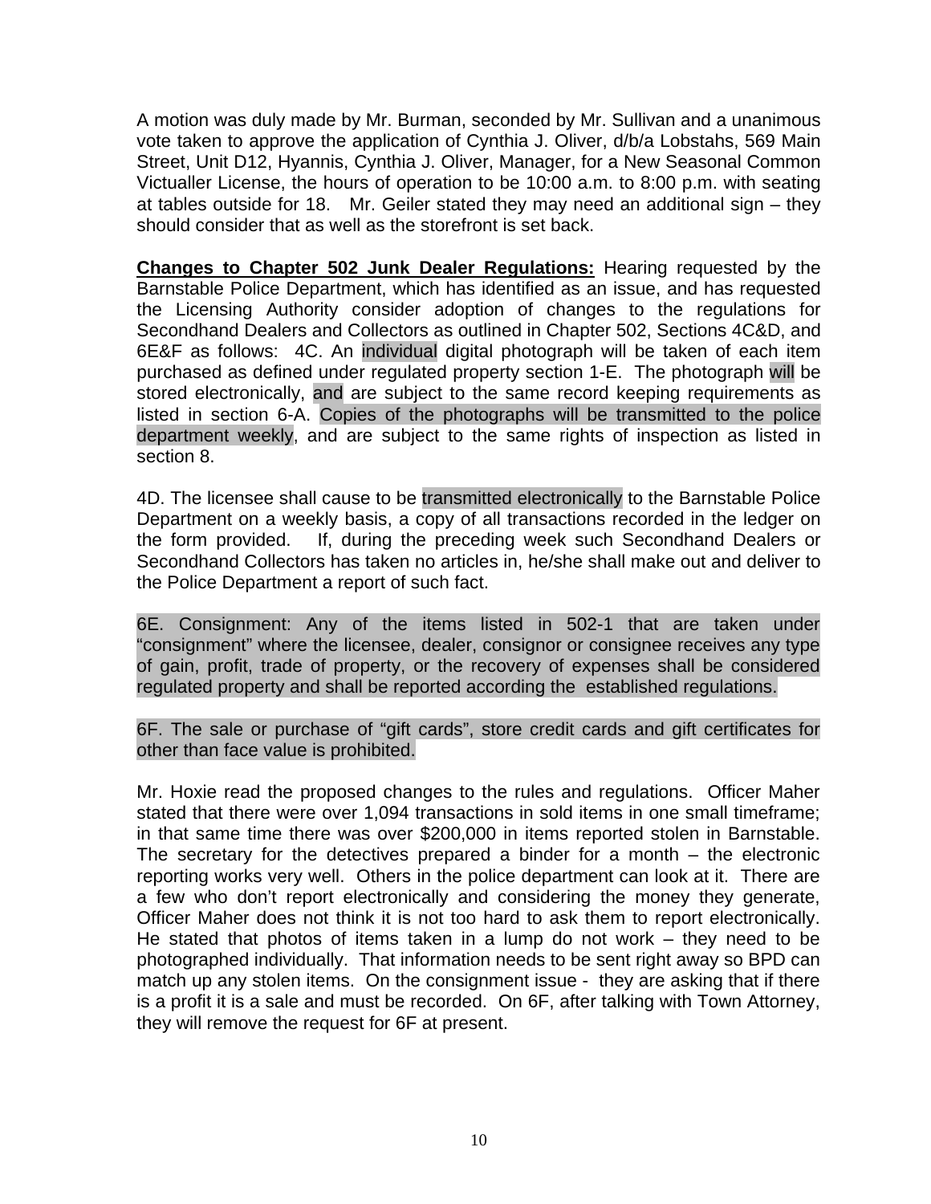A motion was duly made by Mr. Burman, seconded by Mr. Sullivan and a unanimous vote taken to approve the application of Cynthia J. Oliver, d/b/a Lobstahs, 569 Main Street, Unit D12, Hyannis, Cynthia J. Oliver, Manager, for a New Seasonal Common Victualler License, the hours of operation to be 10:00 a.m. to 8:00 p.m. with seating at tables outside for 18. Mr. Geiler stated they may need an additional sign – they should consider that as well as the storefront is set back.

**Changes to Chapter 502 Junk Dealer Regulations:** Hearing requested by the Barnstable Police Department, which has identified as an issue, and has requested the Licensing Authority consider adoption of changes to the regulations for Secondhand Dealers and Collectors as outlined in Chapter 502, Sections 4C&D, and 6E&F as follows: 4C. An individual digital photograph will be taken of each item purchased as defined under regulated property section 1-E. The photograph will be stored electronically, and are subject to the same record keeping requirements as listed in section 6-A. Copies of the photographs will be transmitted to the police department weekly, and are subject to the same rights of inspection as listed in section 8.

4D. The licensee shall cause to be transmitted electronically to the Barnstable Police Department on a weekly basis, a copy of all transactions recorded in the ledger on the form provided. If, during the preceding week such Secondhand Dealers or Secondhand Collectors has taken no articles in, he/she shall make out and deliver to the Police Department a report of such fact.

6E. Consignment: Any of the items listed in 502-1 that are taken under "consignment" where the licensee, dealer, consignor or consignee receives any type of gain, profit, trade of property, or the recovery of expenses shall be considered regulated property and shall be reported according the established regulations.

6F. The sale or purchase of "gift cards", store credit cards and gift certificates for other than face value is prohibited.

Mr. Hoxie read the proposed changes to the rules and regulations. Officer Maher stated that there were over 1,094 transactions in sold items in one small timeframe; in that same time there was over $200,000 in items reported stolen in Barnstable. The secretary for the detectives prepared a binder for a month – the electronic reporting works very well. Others in the police department can look at it. There are a few who don't report electronically and considering the money they generate, Officer Maher does not think it is not too hard to ask them to report electronically. He stated that photos of items taken in a lump do not work – they need to be photographed individually. That information needs to be sent right away so BPD can match up any stolen items. On the consignment issue - they are asking that if there is a profit it is a sale and must be recorded. On 6F, after talking with Town Attorney, they will remove the request for 6F at present.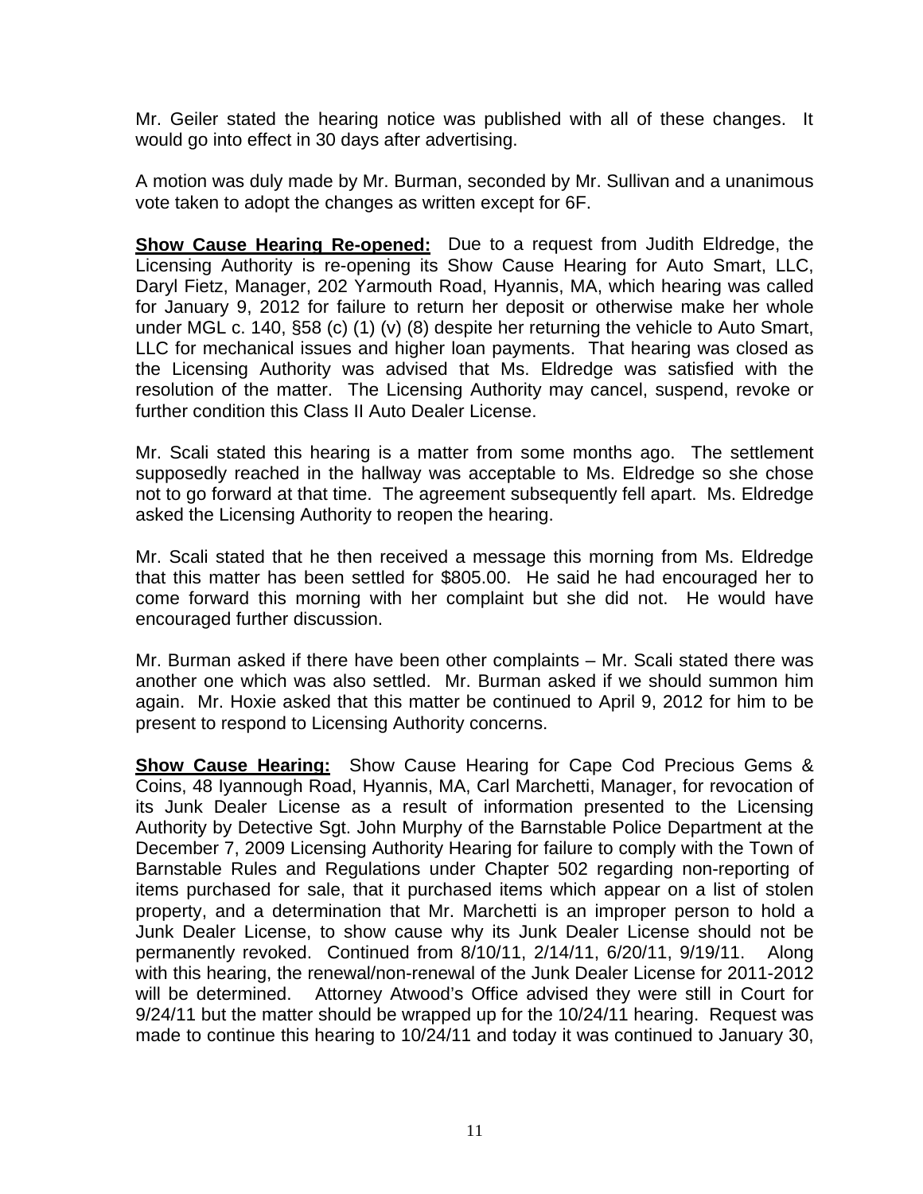Mr. Geiler stated the hearing notice was published with all of these changes. It would go into effect in 30 days after advertising.

A motion was duly made by Mr. Burman, seconded by Mr. Sullivan and a unanimous vote taken to adopt the changes as written except for 6F.

**Show Cause Hearing Re-opened:** Due to a request from Judith Eldredge, the Licensing Authority is re-opening its Show Cause Hearing for Auto Smart, LLC, Daryl Fietz, Manager, 202 Yarmouth Road, Hyannis, MA, which hearing was called for January 9, 2012 for failure to return her deposit or otherwise make her whole under MGL c. 140, §58 (c) (1) (v) (8) despite her returning the vehicle to Auto Smart, LLC for mechanical issues and higher loan payments. That hearing was closed as the Licensing Authority was advised that Ms. Eldredge was satisfied with the resolution of the matter. The Licensing Authority may cancel, suspend, revoke or further condition this Class II Auto Dealer License.

Mr. Scali stated this hearing is a matter from some months ago. The settlement supposedly reached in the hallway was acceptable to Ms. Eldredge so she chose not to go forward at that time. The agreement subsequently fell apart. Ms. Eldredge asked the Licensing Authority to reopen the hearing.

Mr. Scali stated that he then received a message this morning from Ms. Eldredge that this matter has been settled for $805.00. He said he had encouraged her to come forward this morning with her complaint but she did not. He would have encouraged further discussion.

Mr. Burman asked if there have been other complaints – Mr. Scali stated there was another one which was also settled. Mr. Burman asked if we should summon him again. Mr. Hoxie asked that this matter be continued to April 9, 2012 for him to be present to respond to Licensing Authority concerns.

**Show Cause Hearing:** Show Cause Hearing for Cape Cod Precious Gems & Coins, 48 Iyannough Road, Hyannis, MA, Carl Marchetti, Manager, for revocation of its Junk Dealer License as a result of information presented to the Licensing Authority by Detective Sgt. John Murphy of the Barnstable Police Department at the December 7, 2009 Licensing Authority Hearing for failure to comply with the Town of Barnstable Rules and Regulations under Chapter 502 regarding non-reporting of items purchased for sale, that it purchased items which appear on a list of stolen property, and a determination that Mr. Marchetti is an improper person to hold a Junk Dealer License, to show cause why its Junk Dealer License should not be permanently revoked. Continued from 8/10/11, 2/14/11, 6/20/11, 9/19/11. Along with this hearing, the renewal/non-renewal of the Junk Dealer License for 2011-2012 will be determined. Attorney Atwood's Office advised they were still in Court for 9/24/11 but the matter should be wrapped up for the 10/24/11 hearing. Request was made to continue this hearing to 10/24/11 and today it was continued to January 30,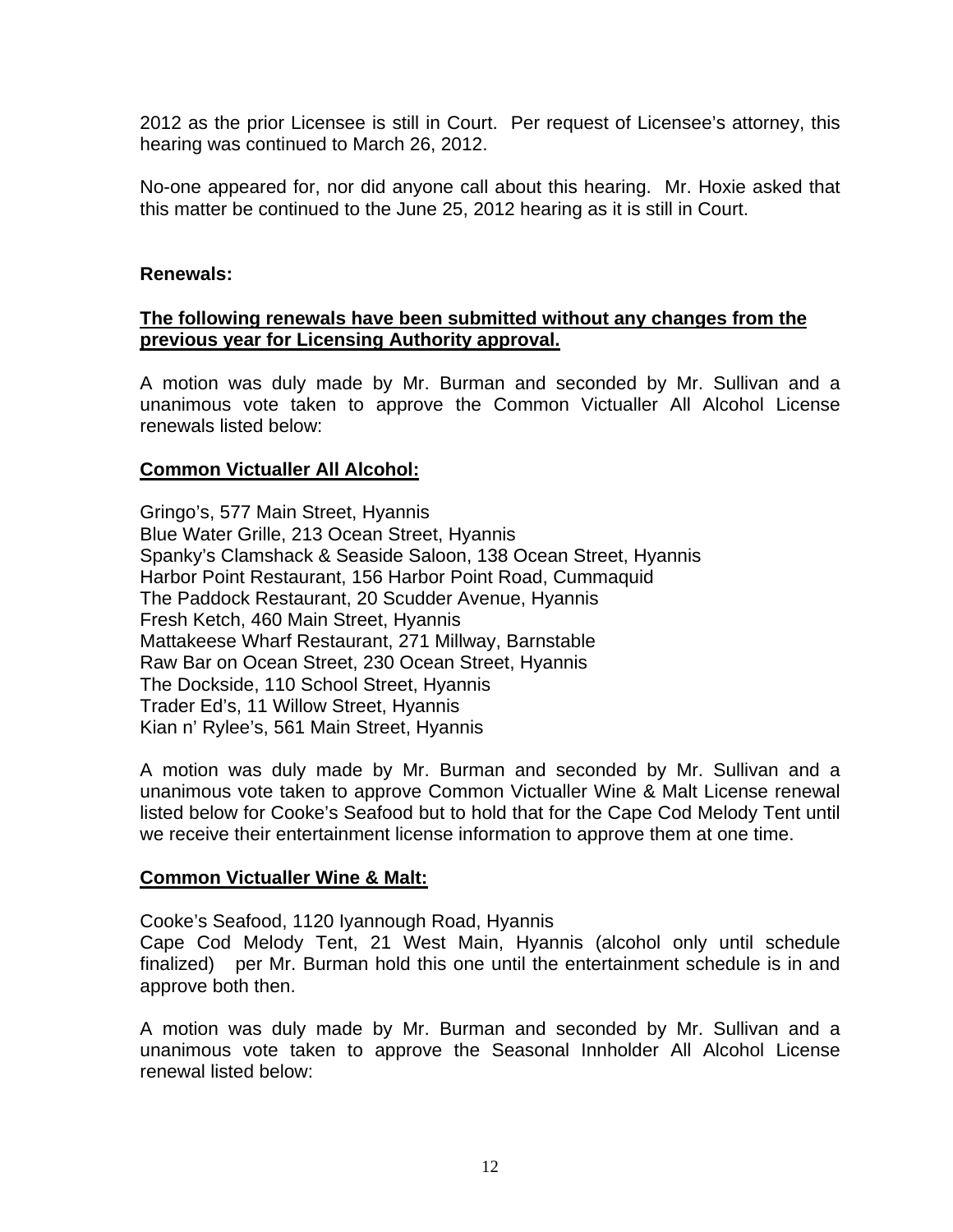2012 as the prior Licensee is still in Court. Per request of Licensee's attorney, this hearing was continued to March 26, 2012.

No-one appeared for, nor did anyone call about this hearing. Mr. Hoxie asked that this matter be continued to the June 25, 2012 hearing as it is still in Court.

**Renewals:**

**<u>The following renewals have been submitted without any changes from the previous year for Licensing Authority approval.</u>**

A motion was duly made by Mr. Burman and seconded by Mr. Sullivan and a unanimous vote taken to approve the Common Victualler All Alcohol License renewals listed below:

**<u>Common Victualler All Alcohol:</u>**

Gringo's, 577 Main Street, Hyannis
Blue Water Grille, 213 Ocean Street, Hyannis
Spanky's Clamshack & Seaside Saloon, 138 Ocean Street, Hyannis
Harbor Point Restaurant, 156 Harbor Point Road, Cummaquid
The Paddock Restaurant, 20 Scudder Avenue, Hyannis
Fresh Ketch, 460 Main Street, Hyannis
Mattakeese Wharf Restaurant, 271 Millway, Barnstable
Raw Bar on Ocean Street, 230 Ocean Street, Hyannis
The Dockside, 110 School Street, Hyannis
Trader Ed's, 11 Willow Street, Hyannis
Kian n' Rylee's, 561 Main Street, Hyannis

A motion was duly made by Mr. Burman and seconded by Mr. Sullivan and a unanimous vote taken to approve Common Victualler Wine & Malt License renewal listed below for Cooke's Seafood but to hold that for the Cape Cod Melody Tent until we receive their entertainment license information to approve them at one time.

**<u>Common Victualler Wine & Malt:</u>**

Cooke's Seafood, 1120 Iyannough Road, Hyannis
Cape Cod Melody Tent, 21 West Main, Hyannis (alcohol only until schedule finalized) per Mr. Burman hold this one until the entertainment schedule is in and approve both then.

A motion was duly made by Mr. Burman and seconded by Mr. Sullivan and a unanimous vote taken to approve the Seasonal Innholder All Alcohol License renewal listed below: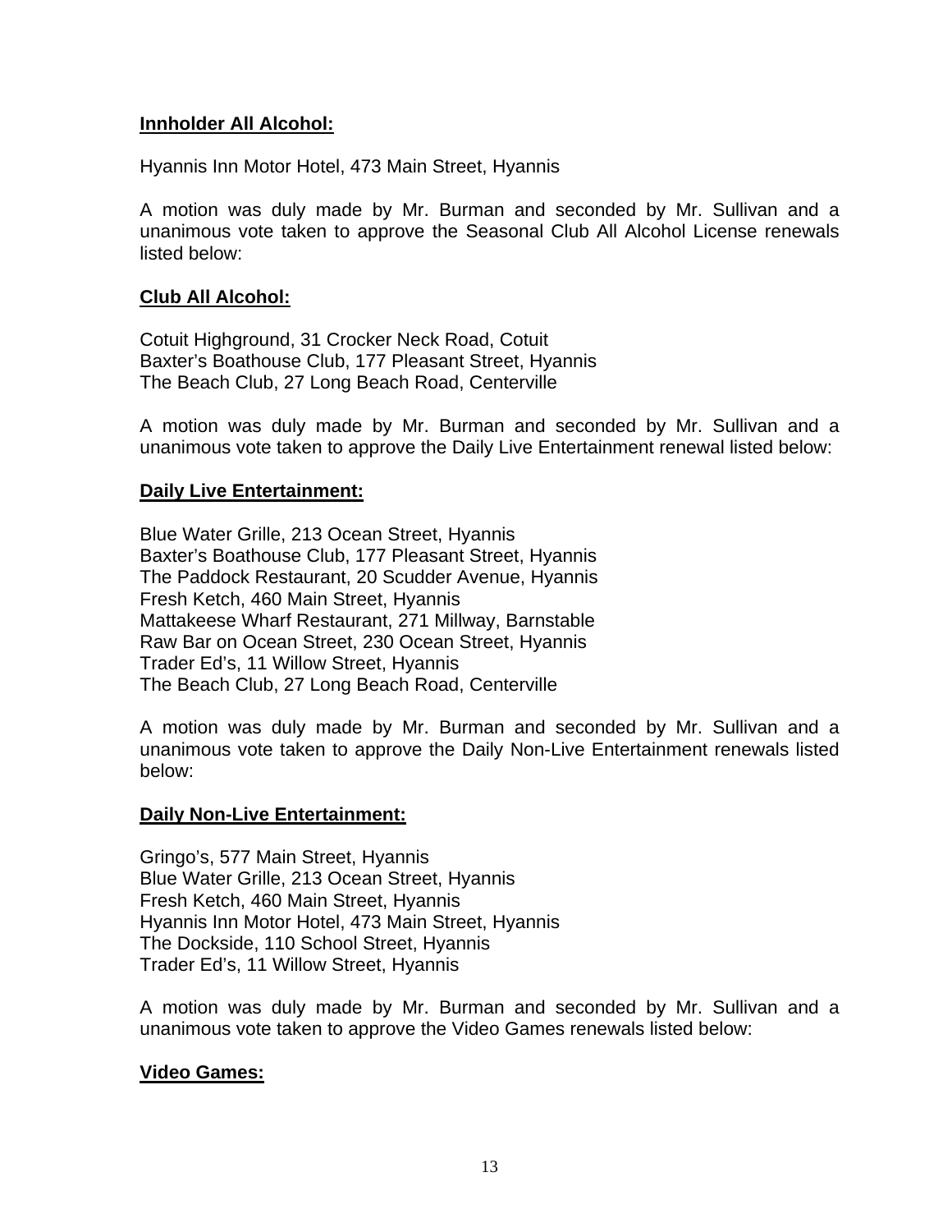**Innholder All Alcohol:**

Hyannis Inn Motor Hotel, 473 Main Street, Hyannis

A motion was duly made by Mr. Burman and seconded by Mr. Sullivan and a unanimous vote taken to approve the Seasonal Club All Alcohol License renewals listed below:

**Club All Alcohol:**

Cotuit Highground, 31 Crocker Neck Road, Cotuit
Baxter's Boathouse Club, 177 Pleasant Street, Hyannis
The Beach Club, 27 Long Beach Road, Centerville

A motion was duly made by Mr. Burman and seconded by Mr. Sullivan and a unanimous vote taken to approve the Daily Live Entertainment renewal listed below:

**Daily Live Entertainment:**

Blue Water Grille, 213 Ocean Street, Hyannis
Baxter's Boathouse Club, 177 Pleasant Street, Hyannis
The Paddock Restaurant, 20 Scudder Avenue, Hyannis
Fresh Ketch, 460 Main Street, Hyannis
Mattakeese Wharf Restaurant, 271 Millway, Barnstable
Raw Bar on Ocean Street, 230 Ocean Street, Hyannis
Trader Ed's, 11 Willow Street, Hyannis
The Beach Club, 27 Long Beach Road, Centerville

A motion was duly made by Mr. Burman and seconded by Mr. Sullivan and a unanimous vote taken to approve the Daily Non-Live Entertainment renewals listed below:

**Daily Non-Live Entertainment:**

Gringo's, 577 Main Street, Hyannis
Blue Water Grille, 213 Ocean Street, Hyannis
Fresh Ketch, 460 Main Street, Hyannis
Hyannis Inn Motor Hotel, 473 Main Street, Hyannis
The Dockside, 110 School Street, Hyannis
Trader Ed's, 11 Willow Street, Hyannis

A motion was duly made by Mr. Burman and seconded by Mr. Sullivan and a unanimous vote taken to approve the Video Games renewals listed below:

**Video Games:**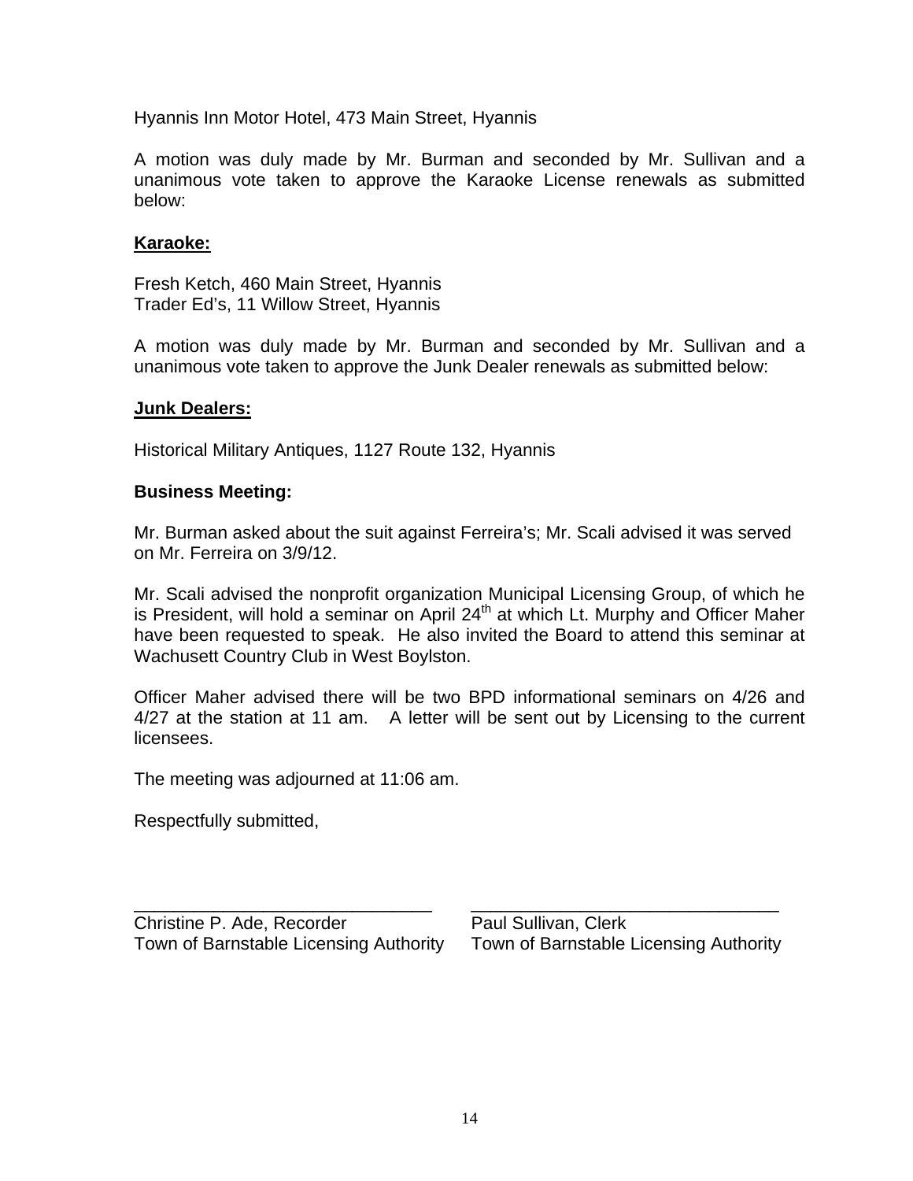Hyannis Inn Motor Hotel, 473 Main Street, Hyannis

A motion was duly made by Mr. Burman and seconded by Mr. Sullivan and a unanimous vote taken to approve the Karaoke License renewals as submitted below:

**Karaoke:**

Fresh Ketch, 460 Main Street, Hyannis
Trader Ed's, 11 Willow Street, Hyannis

A motion was duly made by Mr. Burman and seconded by Mr. Sullivan and a unanimous vote taken to approve the Junk Dealer renewals as submitted below:

**Junk Dealers:**

Historical Military Antiques, 1127 Route 132, Hyannis

**Business Meeting:**

Mr. Burman asked about the suit against Ferreira's; Mr. Scali advised it was served on Mr. Ferreira on 3/9/12.

Mr. Scali advised the nonprofit organization Municipal Licensing Group, of which he is President, will hold a seminar on April 24th at which Lt. Murphy and Officer Maher have been requested to speak. He also invited the Board to attend this seminar at Wachusett Country Club in West Boylston.

Officer Maher advised there will be two BPD informational seminars on 4/26 and 4/27 at the station at 11 am. A letter will be sent out by Licensing to the current licensees.

The meeting was adjourned at 11:06 am.

Respectfully submitted,

\_\_\_\_\_\_\_\_\_\_\_\_\_\_\_\_\_\_\_\_\_\_\_\_\_\_\_\_\_\_
Christine P. Ade, Recorder
Town of Barnstable Licensing Authority

\_\_\_\_\_\_\_\_\_\_\_\_\_\_\_\_\_\_\_\_\_\_\_\_\_\_\_\_\_\_
Paul Sullivan, Clerk
Town of Barnstable Licensing Authority